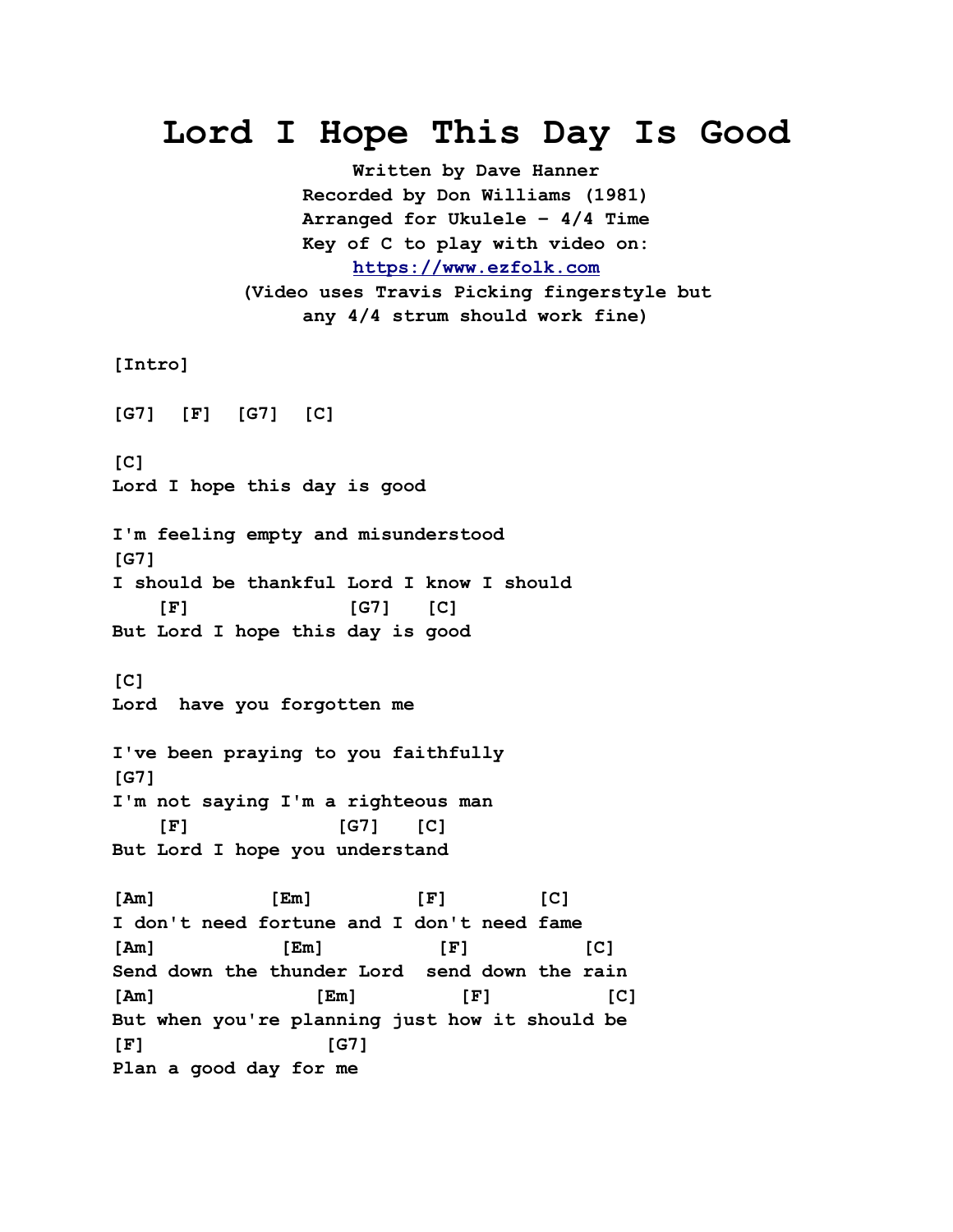# Lord I Hope This Day Is Good

**Written by Dave Hanner**
**Recorded by Don Williams (1981)**
**Arranged for Ukulele - 4/4 Time**
**Key of C to play with video on:**
**https://www.ezfolk.com**
**(Video uses Travis Picking fingerstyle but any 4/4 strum should work fine)**

```
[Intro]

[G7]  [F]  [G7]  [C]

[C]
Lord I hope this day is good

I'm feeling empty and misunderstood
[G7]
I should be thankful Lord I know I should
    [F]              [G7]   [C]
But Lord I hope this day is good

[C]
Lord  have you forgotten me

I've been praying to you faithfully
[G7]
I'm not saying I'm a righteous man
    [F]             [G7]   [C]
But Lord I hope you understand

[Am]          [Em]         [F]        [C]
I don't need fortune and I don't need fame
[Am]           [Em]          [F]          [C]
Send down the thunder Lord  send down the rain
[Am]               [Em]         [F]          [C]
But when you're planning just how it should be
[F]                [G7]
Plan a good day for me
```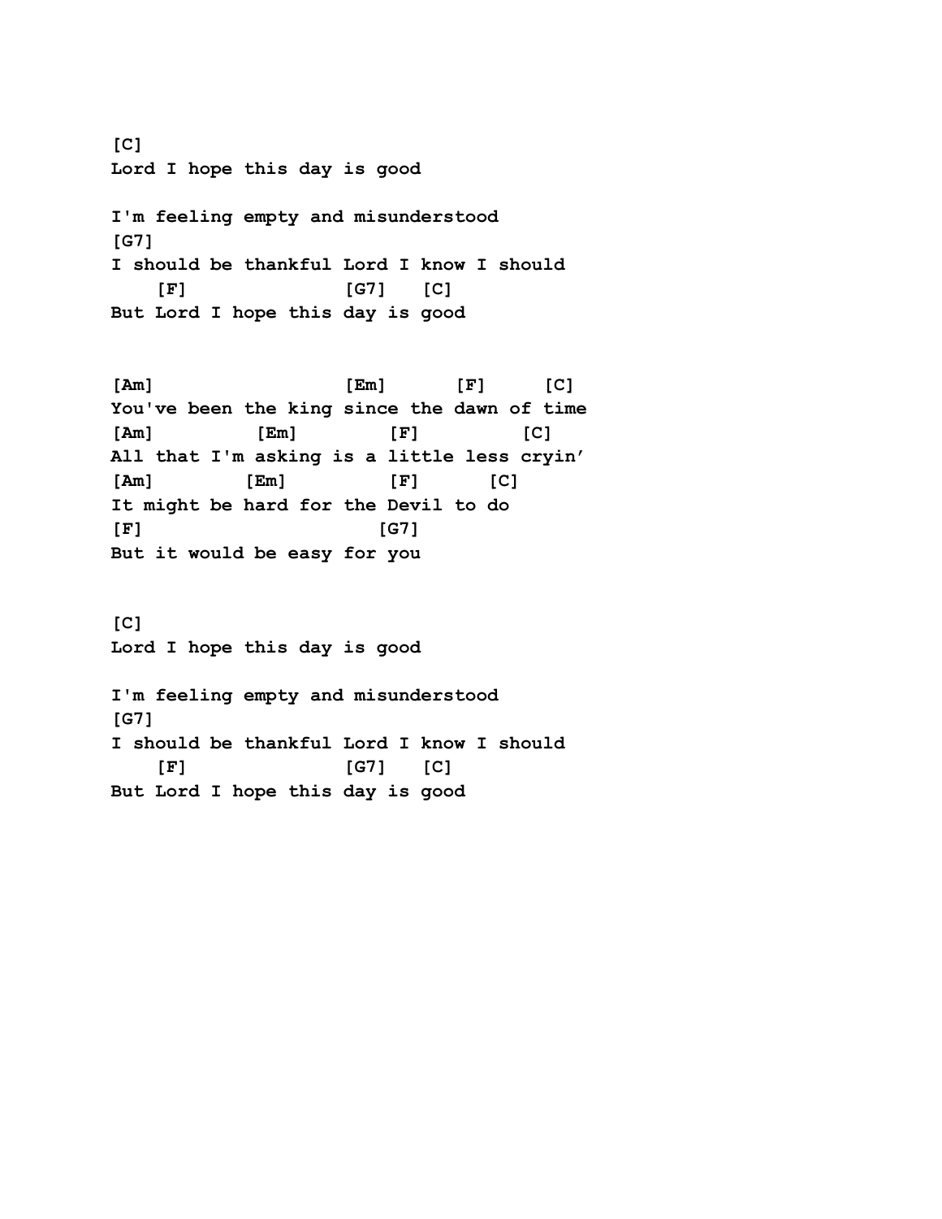```
[C]
Lord I hope this day is good

I'm feeling empty and misunderstood
[G7]
I should be thankful Lord I know I should
    [F]              [G7]   [C]
But Lord I hope this day is good


[Am]                 [Em]      [F]     [C]
You've been the king since the dawn of time
[Am]         [Em]        [F]         [C]
All that I'm asking is a little less cryin’
[Am]        [Em]         [F]      [C]
It might be hard for the Devil to do
[F]                      [G7]
But it would be easy for you


[C]
Lord I hope this day is good

I'm feeling empty and misunderstood
[G7]
I should be thankful Lord I know I should
    [F]              [G7]   [C]
But Lord I hope this day is good
```